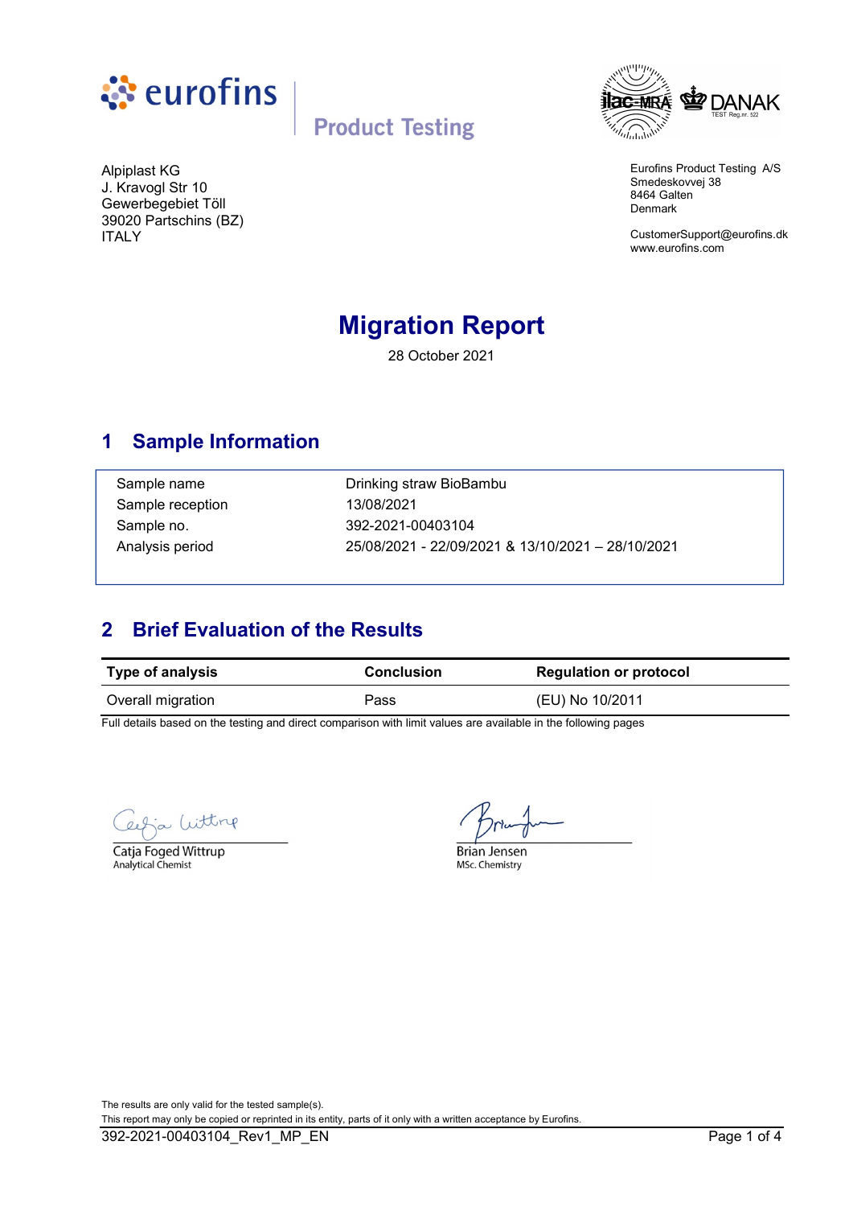eurofins | Product Testing

Alpiplast KG
J. Kravogl Str 10
Gewerbegebiet Töll
39020 Partschins (BZ)
ITALY

Eurofins Product Testing A/S
Smedeskovvej 38
8464 Galten
Denmark

CustomerSupport@eurofins.dk
www.eurofins.com

# Migration Report

28 October 2021

## 1 Sample Information

| | |
|---|---|
| Sample name | Drinking straw BioBambu |
| Sample reception | 13/08/2021 |
| Sample no. | 392-2021-00403104 |
| Analysis period | 25/08/2021 - 22/09/2021 & 13/10/2021 – 28/10/2021 |

## 2 Brief Evaluation of the Results

| Type of analysis | Conclusion | Regulation or protocol |
|---|---|---|
| Overall migration | Pass | (EU) No 10/2011 |

Full details based on the testing and direct comparison with limit values are available in the following pages

Catja Foged Wittrup
Analytical Chemist

Brian Jensen
MSc. Chemistry

The results are only valid for the tested sample(s).
This report may only be copied or reprinted in its entity, parts of it only with a written acceptance by Eurofins.

392-2021-00403104_Rev1_MP_EN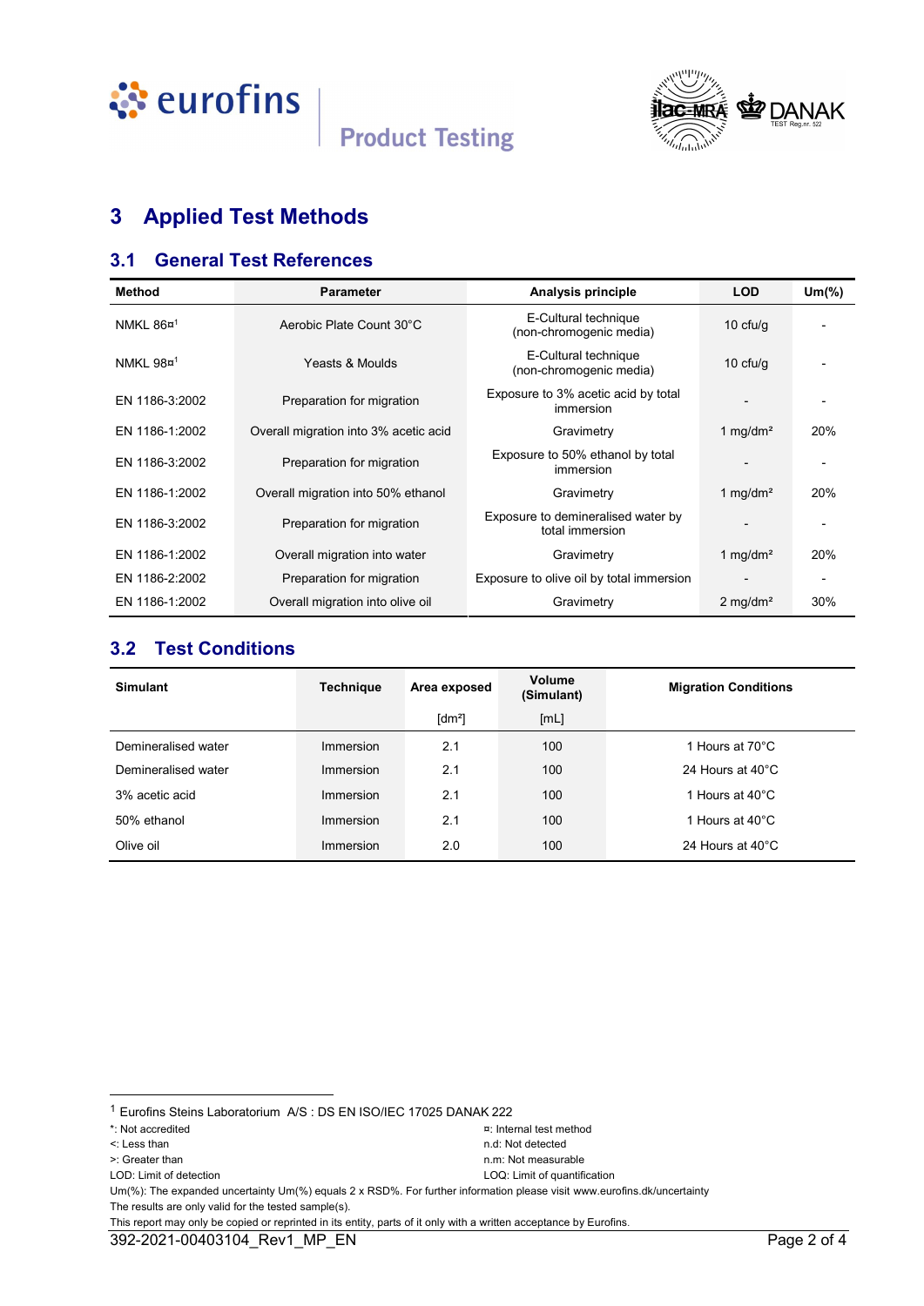# 3 Applied Test Methods

## 3.1 General Test References

| Method | Parameter | Analysis principle | LOD | Um(%) |
|---|---|---|---|---|
| NMKL 86¤[1] | Aerobic Plate Count 30°C | E-Cultural technique (non-chromogenic media) | 10 cfu/g | - |
| NMKL 98¤[1] | Yeasts & Moulds | E-Cultural technique (non-chromogenic media) | 10 cfu/g | - |
| EN 1186-3:2002 | Preparation for migration | Exposure to 3% acetic acid by total immersion | - | - |
| EN 1186-1:2002 | Overall migration into 3% acetic acid | Gravimetry | 1 mg/dm² | 20% |
| EN 1186-3:2002 | Preparation for migration | Exposure to 50% ethanol by total immersion | - | - |
| EN 1186-1:2002 | Overall migration into 50% ethanol | Gravimetry | 1 mg/dm² | 20% |
| EN 1186-3:2002 | Preparation for migration | Exposure to demineralised water by total immersion | - | - |
| EN 1186-1:2002 | Overall migration into water | Gravimetry | 1 mg/dm² | 20% |
| EN 1186-2:2002 | Preparation for migration | Exposure to olive oil by total immersion | - | - |
| EN 1186-1:2002 | Overall migration into olive oil | Gravimetry | 2 mg/dm² | 30% |

## 3.2 Test Conditions

| Simulant | Technique | Area exposed | Volume (Simulant) | Migration Conditions |
|---|---|---|---|---|
| | | [dm²] | [mL] | |
| Demineralised water | Immersion | 2.1 | 100 | 1 Hours at 70°C |
| Demineralised water | Immersion | 2.1 | 100 | 24 Hours at 40°C |
| 3% acetic acid | Immersion | 2.1 | 100 | 1 Hours at 40°C |
| 50% ethanol | Immersion | 2.1 | 100 | 1 Hours at 40°C |
| Olive oil | Immersion | 2.0 | 100 | 24 Hours at 40°C |

[1] Eurofins Steins Laboratorium A/S : DS EN ISO/IEC 17025 DANAK 222

*: Not accredited
¤: Internal test method
<: Less than
n.d: Not detected
>: Greater than
n.m: Not measurable
LOD: Limit of detection
LOQ: Limit of quantification
Um(%): The expanded uncertainty Um(%) equals 2 x RSD%. For further information please visit www.eurofins.dk/uncertainty
The results are only valid for the tested sample(s).
This report may only be copied or reprinted in its entity, parts of it only with a written acceptance by Eurofins.

392-2021-00403104_Rev1_MP_EN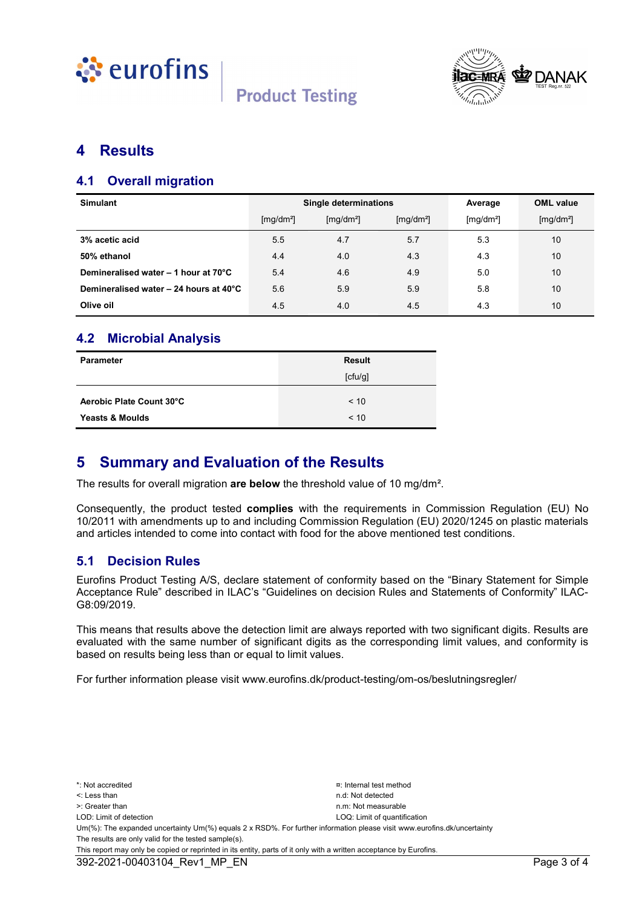# 4 Results

## 4.1 Overall migration

| Simulant | Single determinations | | | Average | OML value |
|---|---|---|---|---|---|
| | [mg/dm²] | [mg/dm²] | [mg/dm²] | [mg/dm²] | [mg/dm²] |
| **3% acetic acid** | 5.5 | 4.7 | 5.7 | 5.3 | 10 |
| **50% ethanol** | 4.4 | 4.0 | 4.3 | 4.3 | 10 |
| **Demineralised water – 1 hour at 70°C** | 5.4 | 4.6 | 4.9 | 5.0 | 10 |
| **Demineralised water – 24 hours at 40°C** | 5.6 | 5.9 | 5.9 | 5.8 | 10 |
| **Olive oil** | 4.5 | 4.0 | 4.5 | 4.3 | 10 |

## 4.2 Microbial Analysis

| Parameter | Result [cfu/g] |
|---|---|
| **Aerobic Plate Count 30°C** | < 10 |
| **Yeasts & Moulds** | < 10 |

# 5 Summary and Evaluation of the Results

The results for overall migration **are below** the threshold value of 10 mg/dm².

Consequently, the product tested **complies** with the requirements in Commission Regulation (EU) No 10/2011 with amendments up to and including Commission Regulation (EU) 2020/1245 on plastic materials and articles intended to come into contact with food for the above mentioned test conditions.

## 5.1 Decision Rules

Eurofins Product Testing A/S, declare statement of conformity based on the "Binary Statement for Simple Acceptance Rule" described in ILAC's "Guidelines on decision Rules and Statements of Conformity" ILAC-G8:09/2019.

This means that results above the detection limit are always reported with two significant digits. Results are evaluated with the same number of significant digits as the corresponding limit values, and conformity is based on results being less than or equal to limit values.

For further information please visit www.eurofins.dk/product-testing/om-os/beslutningsregler/

*: Not accredited
¤: Internal test method
<: Less than
n.d: Not detected
>: Greater than
n.m: Not measurable
LOD: Limit of detection
LOQ: Limit of quantification
Um(%): The expanded uncertainty Um(%) equals 2 x RSD%. For further information please visit www.eurofins.dk/uncertainty
The results are only valid for the tested sample(s).
This report may only be copied or reprinted in its entity, parts of it only with a written acceptance by Eurofins.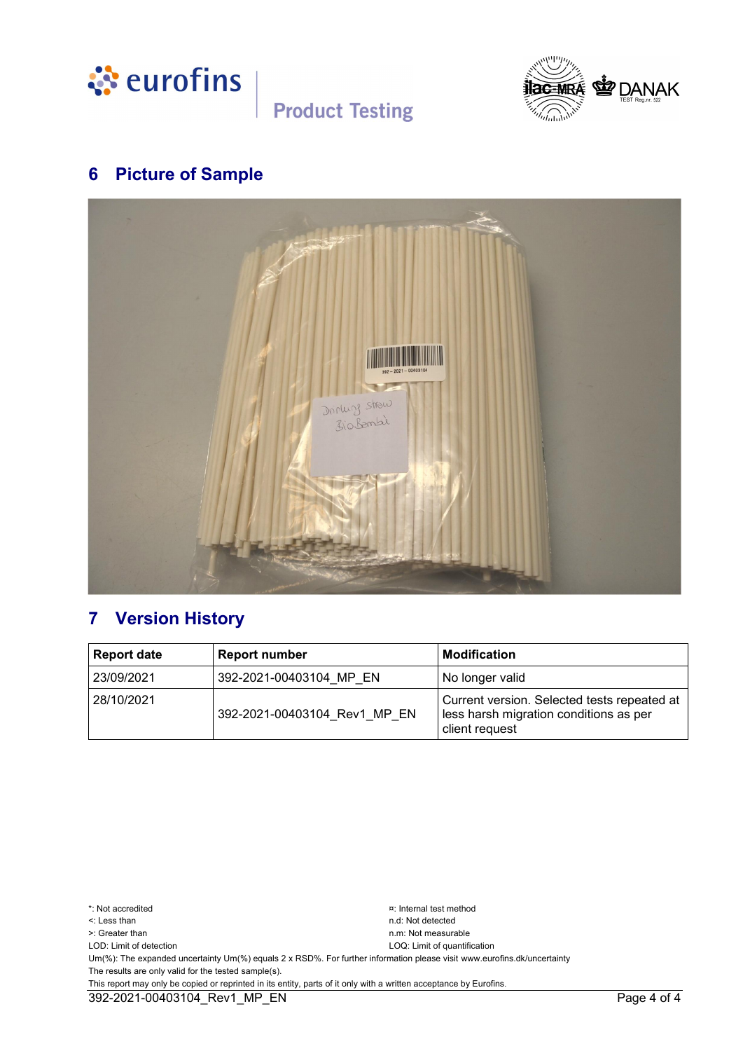## 6 Picture of Sample

## 7 Version History

| Report date | Report number | Modification |
|---|---|---|
| 23/09/2021 | 392-2021-00403104_MP_EN | No longer valid |
| 28/10/2021 | 392-2021-00403104_Rev1_MP_EN | Current version. Selected tests repeated at less harsh migration conditions as per client request |

*: Not accredited
<: Less than
>: Greater than
LOD: Limit of detection
¤: Internal test method
n.d: Not detected
n.m: Not measurable
LOQ: Limit of quantification
Um(%): The expanded uncertainty Um(%) equals 2 x RSD%. For further information please visit www.eurofins.dk/uncertainty
The results are only valid for the tested sample(s).
This report may only be copied or reprinted in its entity, parts of it only with a written acceptance by Eurofins.